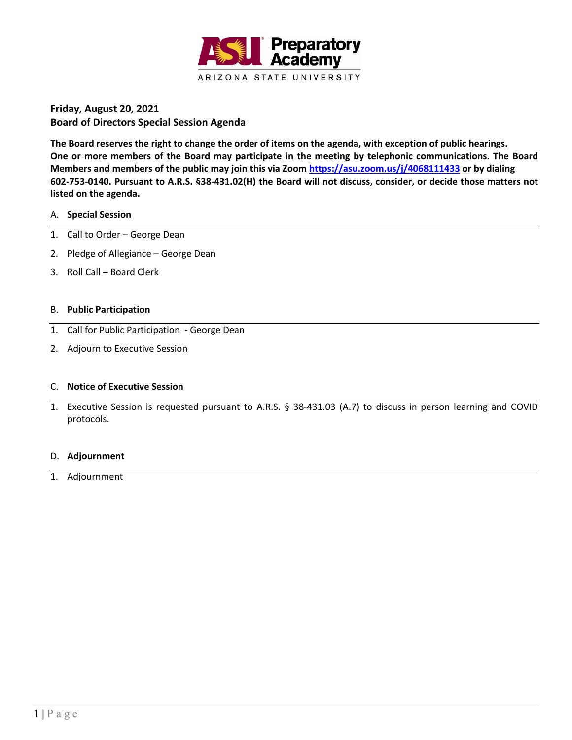ASU Preparatory Academy
ARIZONA STATE UNIVERSITY

**Friday, August 20, 2021**
**Board of Directors Special Session Agenda**

**The Board reserves the right to change the order of items on the agenda, with exception of public hearings. One or more members of the Board may participate in the meeting by telephonic communications. The Board Members and members of the public may join this via Zoom [https://asu.zoom.us/j/4068111433](https://asu.zoom.us/j/4068111433) or by dialing 602-753-0140. Pursuant to A.R.S. §38-431.02(H) the Board will not discuss, consider, or decide those matters not listed on the agenda.**

A. **Special Session**

1. Call to Order – George Dean
2. Pledge of Allegiance – George Dean
3. Roll Call – Board Clerk

B. **Public Participation**

1. Call for Public Participation - George Dean
2. Adjourn to Executive Session

C. **Notice of Executive Session**

1. Executive Session is requested pursuant to A.R.S. § 38-431.03 (A.7) to discuss in person learning and COVID protocols.

D. **Adjournment**

1. Adjournment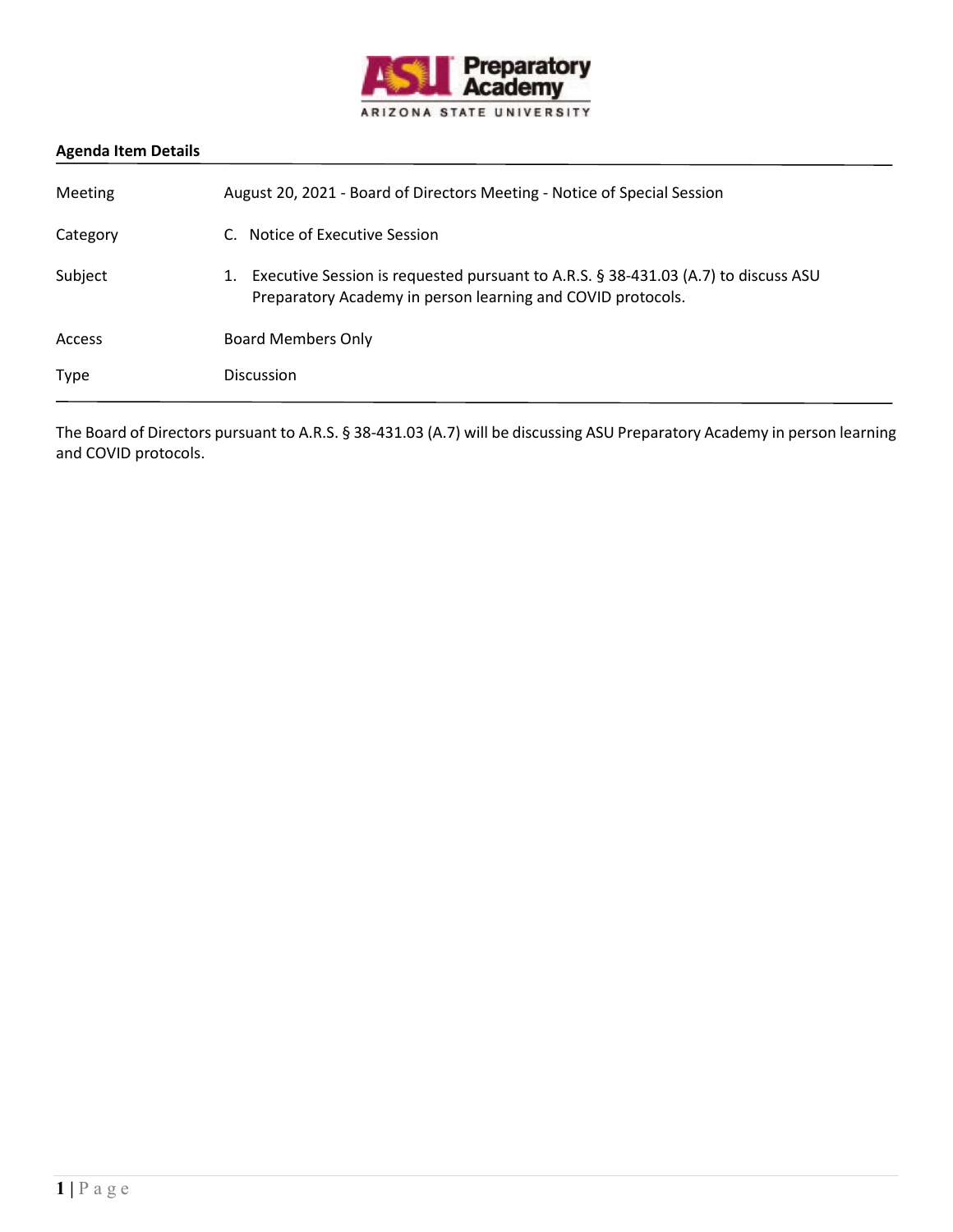**Agenda Item Details**

| | |
|---|---|
| Meeting | August 20, 2021 - Board of Directors Meeting - Notice of Special Session |
| Category | C. Notice of Executive Session |
| Subject | 1. Executive Session is requested pursuant to A.R.S. § 38-431.03 (A.7) to discuss ASU Preparatory Academy in person learning and COVID protocols. |
| Access | Board Members Only |
| Type | Discussion |

The Board of Directors pursuant to A.R.S. § 38-431.03 (A.7) will be discussing ASU Preparatory Academy in person learning and COVID protocols.